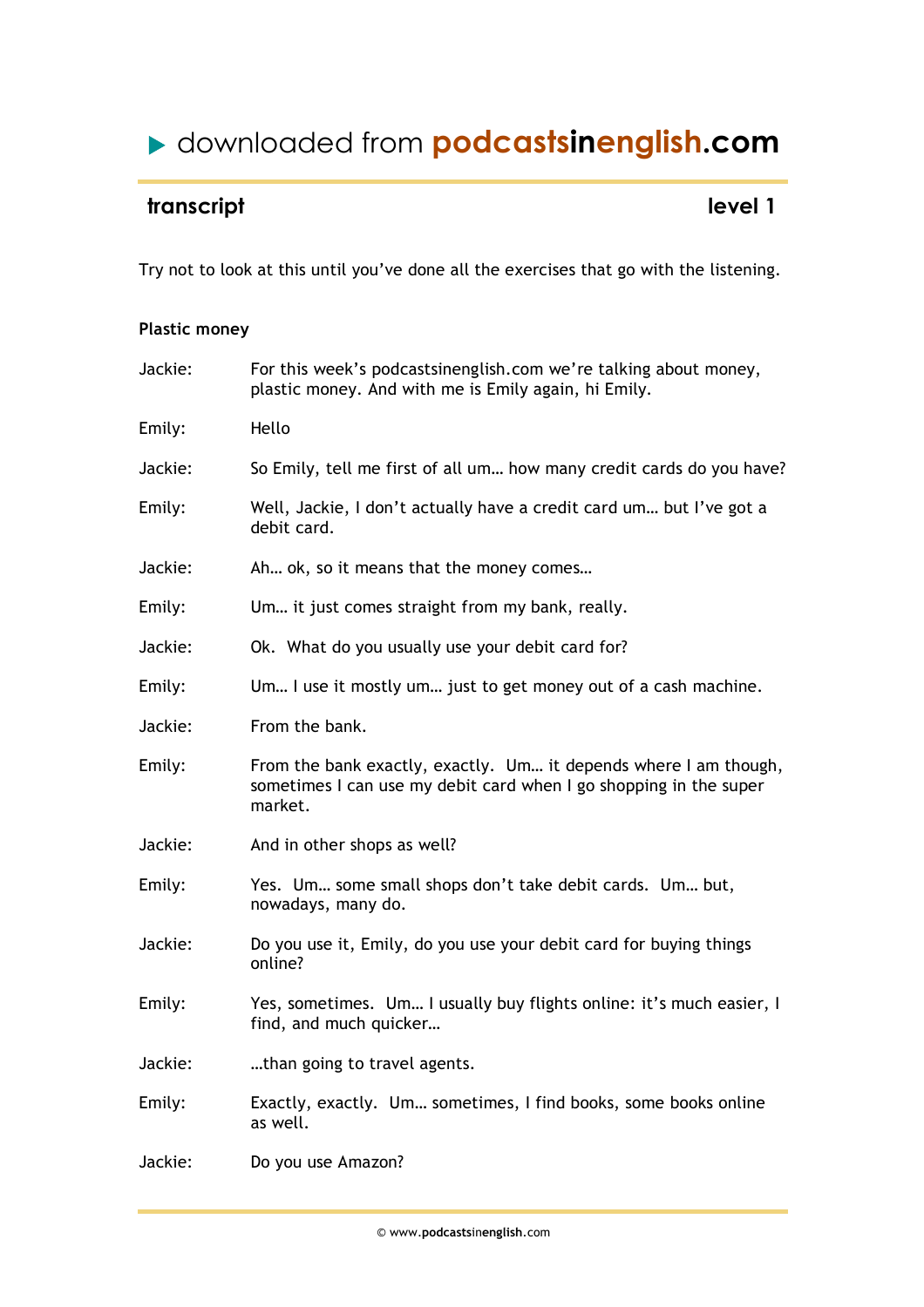# ▶ downloaded from podcastsinenglish.com

## transcript — level 1

Try not to look at this until you've done all the exercises that go with the listening.

**Plastic money**

Jackie: For this week's podcastsinenglish.com we're talking about money, plastic money. And with me is Emily again, hi Emily.

Emily: Hello

Jackie: So Emily, tell me first of all um… how many credit cards do you have?

Emily: Well, Jackie, I don't actually have a credit card um… but I've got a debit card.

Jackie: Ah… ok, so it means that the money comes…

Emily: Um… it just comes straight from my bank, really.

Jackie: Ok. What do you usually use your debit card for?

Emily: Um… I use it mostly um… just to get money out of a cash machine.

Jackie: From the bank.

Emily: From the bank exactly, exactly. Um… it depends where I am though, sometimes I can use my debit card when I go shopping in the super market.

Jackie: And in other shops as well?

Emily: Yes. Um… some small shops don't take debit cards. Um… but, nowadays, many do.

Jackie: Do you use it, Emily, do you use your debit card for buying things online?

Emily: Yes, sometimes. Um… I usually buy flights online: it's much easier, I find, and much quicker…

Jackie: …than going to travel agents.

Emily: Exactly, exactly. Um… sometimes, I find books, some books online as well.

Jackie: Do you use Amazon?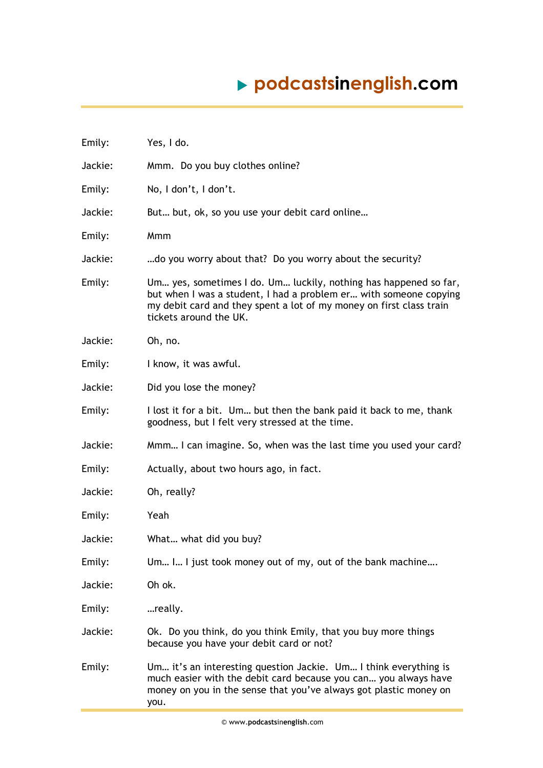Emily: Yes, I do.

Jackie: Mmm. Do you buy clothes online?

Emily: No, I don't, I don't.

Jackie: But… but, ok, so you use your debit card online…

Emily: Mmm

Jackie: …do you worry about that? Do you worry about the security?

Emily: Um… yes, sometimes I do. Um… luckily, nothing has happened so far, but when I was a student, I had a problem er… with someone copying my debit card and they spent a lot of my money on first class train tickets around the UK.

Jackie: Oh, no.

Emily: I know, it was awful.

Jackie: Did you lose the money?

Emily: I lost it for a bit. Um… but then the bank paid it back to me, thank goodness, but I felt very stressed at the time.

Jackie: Mmm… I can imagine. So, when was the last time you used your card?

Emily: Actually, about two hours ago, in fact.

Jackie: Oh, really?

Emily: Yeah

Jackie: What… what did you buy?

Emily: Um… I… I just took money out of my, out of the bank machine….

Jackie: Oh ok.

Emily: …really.

Jackie: Ok. Do you think, do you think Emily, that you buy more things because you have your debit card or not?

Emily: Um… it's an interesting question Jackie. Um… I think everything is much easier with the debit card because you can… you always have money on you in the sense that you've always got plastic money on you.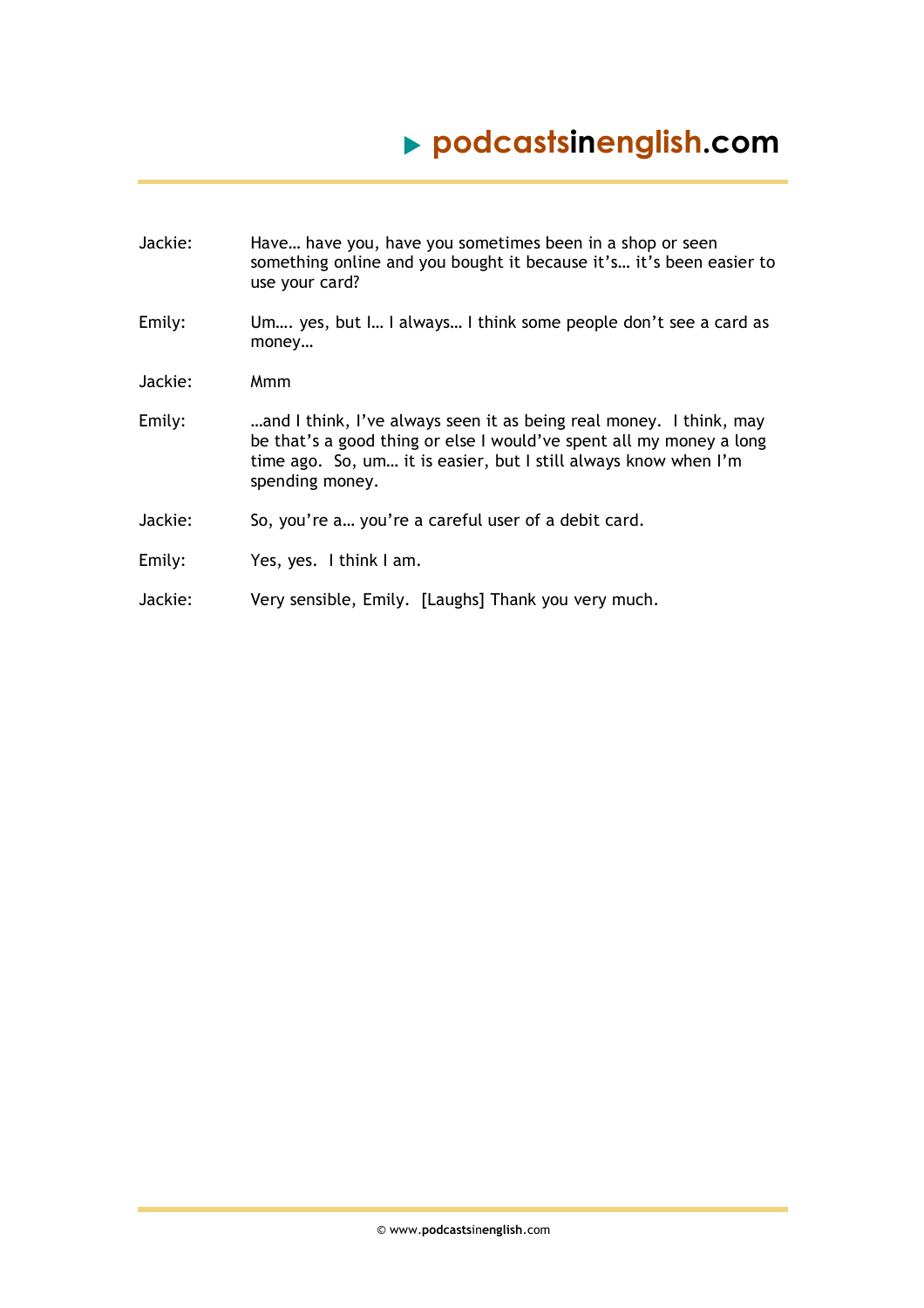Jackie: Have… have you, have you sometimes been in a shop or seen something online and you bought it because it's… it's been easier to use your card?

Emily: Um…. yes, but I… I always… I think some people don't see a card as money…

Jackie: Mmm

Emily: …and I think, I've always seen it as being real money. I think, may be that's a good thing or else I would've spent all my money a long time ago. So, um… it is easier, but I still always know when I'm spending money.

Jackie: So, you're a… you're a careful user of a debit card.

Emily: Yes, yes. I think I am.

Jackie: Very sensible, Emily. [Laughs] Thank you very much.